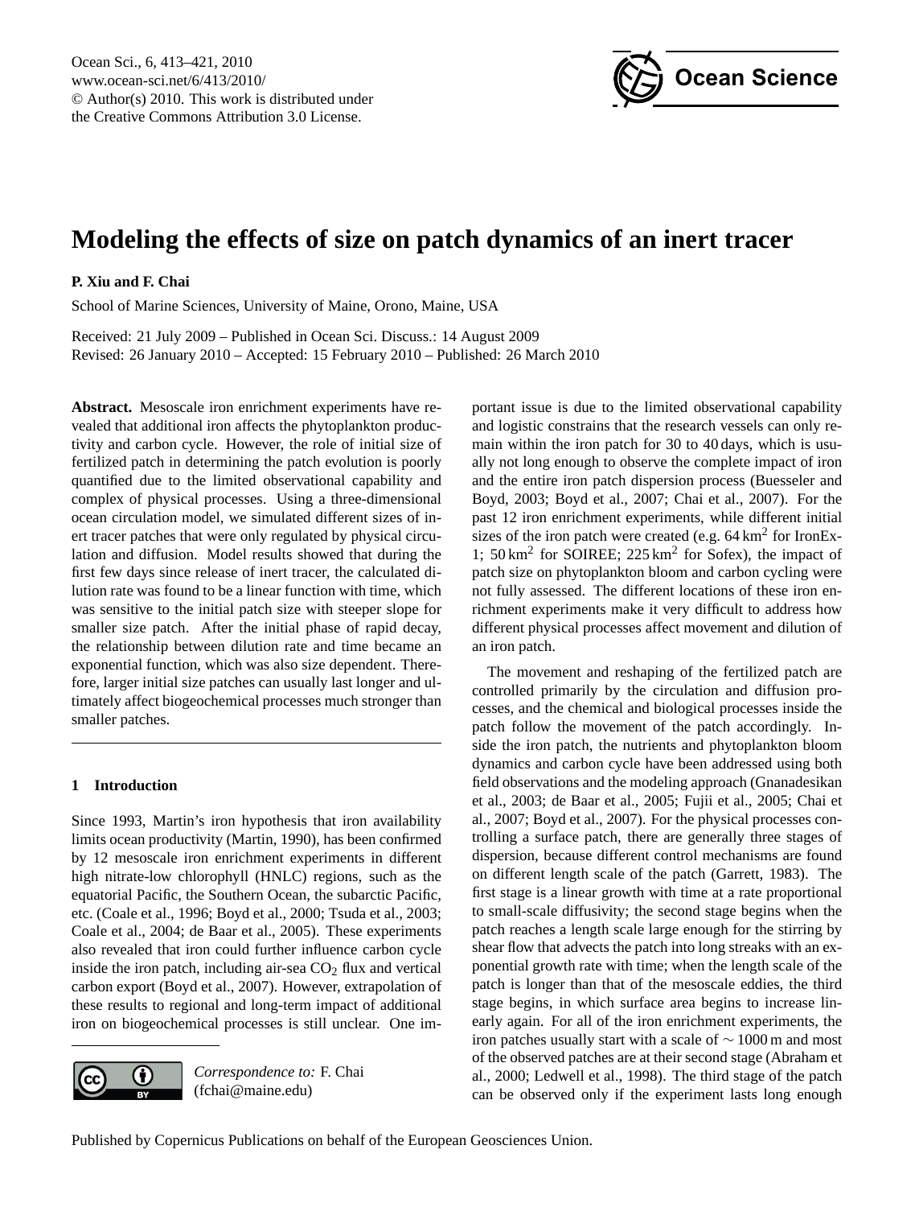# Modeling the effects of size on patch dynamics of an inert tracer

**P. Xiu and F. Chai**

School of Marine Sciences, University of Maine, Orono, Maine, USA

Received: 21 July 2009 – Published in Ocean Sci. Discuss.: 14 August 2009
Revised: 26 January 2010 – Accepted: 15 February 2010 – Published: 26 March 2010

**Abstract.** Mesoscale iron enrichment experiments have revealed that additional iron affects the phytoplankton productivity and carbon cycle. However, the role of initial size of fertilized patch in determining the patch evolution is poorly quantified due to the limited observational capability and complex of physical processes. Using a three-dimensional ocean circulation model, we simulated different sizes of inert tracer patches that were only regulated by physical circulation and diffusion. Model results showed that during the first few days since release of inert tracer, the calculated dilution rate was found to be a linear function with time, which was sensitive to the initial patch size with steeper slope for smaller size patch. After the initial phase of rapid decay, the relationship between dilution rate and time became an exponential function, which was also size dependent. Therefore, larger initial size patches can usually last longer and ultimately affect biogeochemical processes much stronger than smaller patches.

## 1 Introduction

Since 1993, Martin's iron hypothesis that iron availability limits ocean productivity (Martin, 1990), has been confirmed by 12 mesoscale iron enrichment experiments in different high nitrate-low chlorophyll (HNLC) regions, such as the equatorial Pacific, the Southern Ocean, the subarctic Pacific, etc. (Coale et al., 1996; Boyd et al., 2000; Tsuda et al., 2003; Coale et al., 2004; de Baar et al., 2005). These experiments also revealed that iron could further influence carbon cycle inside the iron patch, including air-sea $CO_2$ flux and vertical carbon export (Boyd et al., 2007). However, extrapolation of these results to regional and long-term impact of additional iron on biogeochemical processes is still unclear. One important issue is due to the limited observational capability and logistic constrains that the research vessels can only remain within the iron patch for 30 to 40 days, which is usually not long enough to observe the complete impact of iron and the entire iron patch dispersion process (Buesseler and Boyd, 2003; Boyd et al., 2007; Chai et al., 2007). For the past 12 iron enrichment experiments, while different initial sizes of the iron patch were created (e.g. 64 km$^2$ for IronEx-1; 50 km$^2$ for SOIREE; 225 km$^2$ for Sofex), the impact of patch size on phytoplankton bloom and carbon cycling were not fully assessed. The different locations of these iron enrichment experiments make it very difficult to address how different physical processes affect movement and dilution of an iron patch.

The movement and reshaping of the fertilized patch are controlled primarily by the circulation and diffusion processes, and the chemical and biological processes inside the patch follow the movement of the patch accordingly. Inside the iron patch, the nutrients and phytoplankton bloom dynamics and carbon cycle have been addressed using both field observations and the modeling approach (Gnanadesikan et al., 2003; de Baar et al., 2005; Fujii et al., 2005; Chai et al., 2007; Boyd et al., 2007). For the physical processes controlling a surface patch, there are generally three stages of dispersion, because different control mechanisms are found on different length scale of the patch (Garrett, 1983). The first stage is a linear growth with time at a rate proportional to small-scale diffusivity; the second stage begins when the patch reaches a length scale large enough for the stirring by shear flow that advects the patch into long streaks with an exponential growth rate with time; when the length scale of the patch is longer than that of the mesoscale eddies, the third stage begins, in which surface area begins to increase linearly again. For all of the iron enrichment experiments, the iron patches usually start with a scale of ~ 1000 m and most of the observed patches are at their second stage (Abraham et al., 2000; Ledwell et al., 1998). The third stage of the patch can be observed only if the experiment lasts long enough

*Correspondence to:* F. Chai (fchai@maine.edu)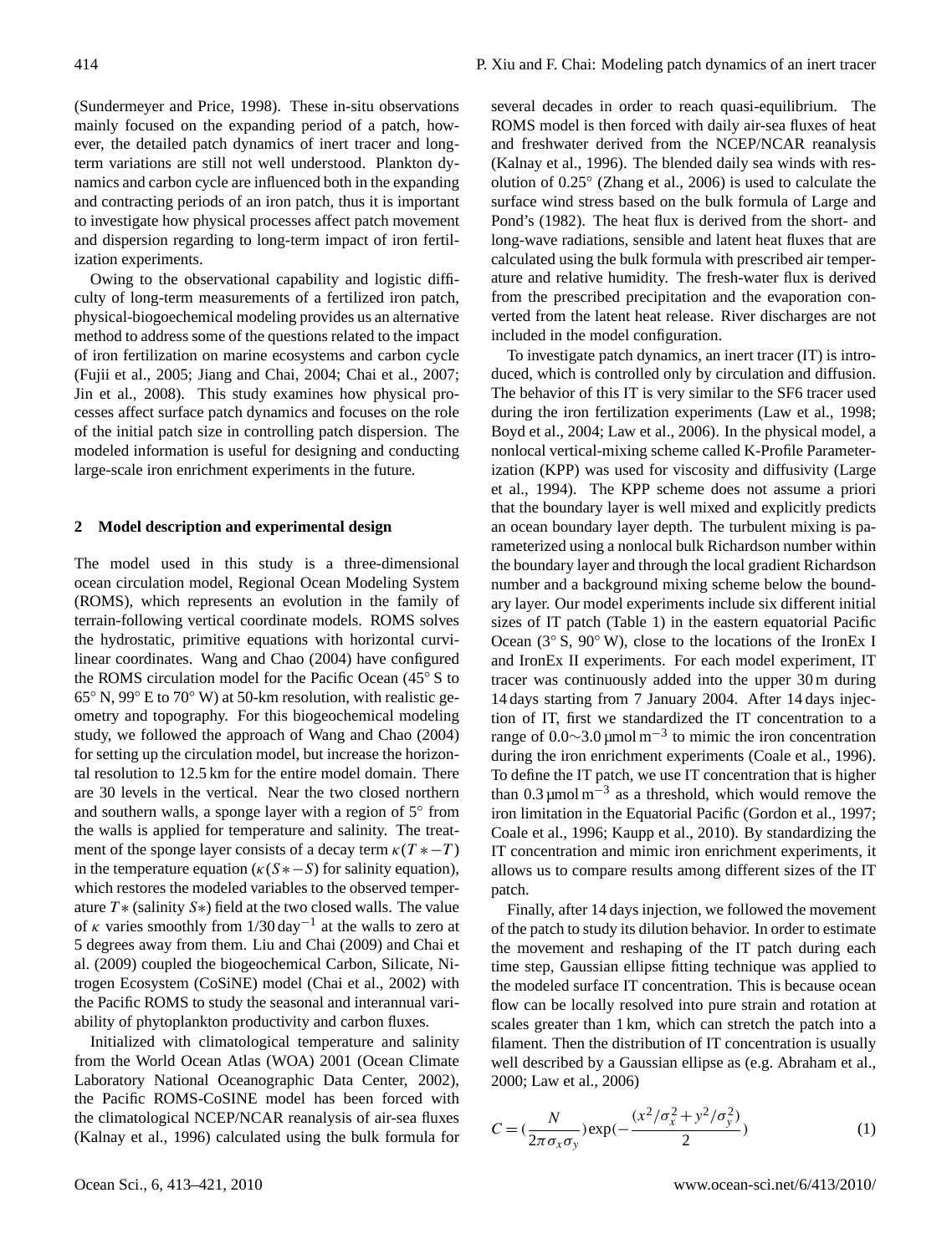(Sundermeyer and Price, 1998). These in-situ observations mainly focused on the expanding period of a patch, however, the detailed patch dynamics of inert tracer and long-term variations are still not well understood. Plankton dynamics and carbon cycle are influenced both in the expanding and contracting periods of an iron patch, thus it is important to investigate how physical processes affect patch movement and dispersion regarding to long-term impact of iron fertilization experiments.

Owing to the observational capability and logistic difficulty of long-term measurements of a fertilized iron patch, physical-biogeochemical modeling provides us an alternative method to address some of the questions related to the impact of iron fertilization on marine ecosystems and carbon cycle (Fujii et al., 2005; Jiang and Chai, 2004; Chai et al., 2007; Jin et al., 2008). This study examines how physical processes affect surface patch dynamics and focuses on the role of the initial patch size in controlling patch dispersion. The modeled information is useful for designing and conducting large-scale iron enrichment experiments in the future.

## 2 Model description and experimental design

The model used in this study is a three-dimensional ocean circulation model, Regional Ocean Modeling System (ROMS), which represents an evolution in the family of terrain-following vertical coordinate models. ROMS solves the hydrostatic, primitive equations with horizontal curvilinear coordinates. Wang and Chao (2004) have configured the ROMS circulation model for the Pacific Ocean (45° S to 65° N, 99° E to 70° W) at 50-km resolution, with realistic geometry and topography. For this biogeochemical modeling study, we followed the approach of Wang and Chao (2004) for setting up the circulation model, but increase the horizontal resolution to 12.5 km for the entire model domain. There are 30 levels in the vertical. Near the two closed northern and southern walls, a sponge layer with a region of 5° from the walls is applied for temperature and salinity. The treatment of the sponge layer consists of a decay term $\kappa(T*-T)$ in the temperature equation ($\kappa(S*-S)$ for salinity equation), which restores the modeled variables to the observed temperature $T*$ (salinity $S*$) field at the two closed walls. The value of $\kappa$ varies smoothly from 1/30 $\text{day}^{-1}$ at the walls to zero at 5 degrees away from them. Liu and Chai (2009) and Chai et al. (2009) coupled the biogeochemical Carbon, Silicate, Nitrogen Ecosystem (CoSiNE) model (Chai et al., 2002) with the Pacific ROMS to study the seasonal and interannual variability of phytoplankton productivity and carbon fluxes.

Initialized with climatological temperature and salinity from the World Ocean Atlas (WOA) 2001 (Ocean Climate Laboratory National Oceanographic Data Center, 2002), the Pacific ROMS-CoSINE model has been forced with the climatological NCEP/NCAR reanalysis of air-sea fluxes (Kalnay et al., 1996) calculated using the bulk formula for several decades in order to reach quasi-equilibrium. The ROMS model is then forced with daily air-sea fluxes of heat and freshwater derived from the NCEP/NCAR reanalysis (Kalnay et al., 1996). The blended daily sea winds with resolution of 0.25° (Zhang et al., 2006) is used to calculate the surface wind stress based on the bulk formula of Large and Pond's (1982). The heat flux is derived from the short- and long-wave radiations, sensible and latent heat fluxes that are calculated using the bulk formula with prescribed air temperature and relative humidity. The fresh-water flux is derived from the prescribed precipitation and the evaporation converted from the latent heat release. River discharges are not included in the model configuration.

To investigate patch dynamics, an inert tracer (IT) is introduced, which is controlled only by circulation and diffusion. The behavior of this IT is very similar to the SF6 tracer used during the iron fertilization experiments (Law et al., 1998; Boyd et al., 2004; Law et al., 2006). In the physical model, a nonlocal vertical-mixing scheme called K-Profile Parameterization (KPP) was used for viscosity and diffusivity (Large et al., 1994). The KPP scheme does not assume a priori that the boundary layer is well mixed and explicitly predicts an ocean boundary layer depth. The turbulent mixing is parameterized using a nonlocal bulk Richardson number within the boundary layer and through the local gradient Richardson number and a background mixing scheme below the boundary layer. Our model experiments include six different initial sizes of IT patch (Table 1) in the eastern equatorial Pacific Ocean (3° S, 90° W), close to the locations of the IronEx I and IronEx II experiments. For each model experiment, IT tracer was continuously added into the upper 30 m during 14 days starting from 7 January 2004. After 14 days injection of IT, first we standardized the IT concentration to a range of $0.0\sim3.0\,\mu\text{mol m}^{-3}$ to mimic the iron concentration during the iron enrichment experiments (Coale et al., 1996). To define the IT patch, we use IT concentration that is higher than $0.3\,\mu\text{mol m}^{-3}$ as a threshold, which would remove the iron limitation in the Equatorial Pacific (Gordon et al., 1997; Coale et al., 1996; Kaupp et al., 2010). By standardizing the IT concentration and mimic iron enrichment experiments, it allows us to compare results among different sizes of the IT patch.

Finally, after 14 days injection, we followed the movement of the patch to study its dilution behavior. In order to estimate the movement and reshaping of the IT patch during each time step, Gaussian ellipse fitting technique was applied to the modeled surface IT concentration. This is because ocean flow can be locally resolved into pure strain and rotation at scales greater than 1 km, which can stretch the patch into a filament. Then the distribution of IT concentration is usually well described by a Gaussian ellipse as (e.g. Abraham et al., 2000; Law et al., 2006)

$$C=\left(\frac{N}{2\pi\sigma_x\sigma_y}\right)\exp\left(-\frac{(x^2/\sigma_x^2+y^2/\sigma_y^2)}{2}\right) \tag{1}$$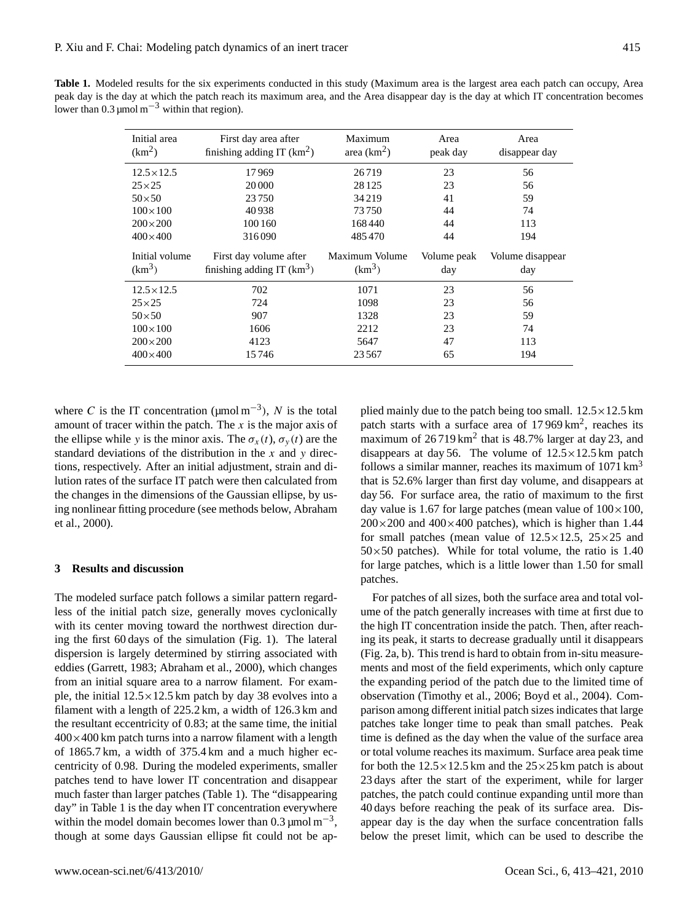**Table 1.** Modeled results for the six experiments conducted in this study (Maximum area is the largest area each patch can occupy, Area peak day is the day at which the patch reach its maximum area, and the Area disappear day is the day at which IT concentration becomes lower than 0.3 µmol m$^{-3}$ within that region).

| Initial area (km$^2$) | First day area after finishing adding IT (km$^2$) | Maximum area (km$^2$) | Area peak day | Area disappear day |
|---|---|---|---|---|
| $12.5\times12.5$ | 17 969 | 26 719 | 23 | 56 |
| $25\times25$ | 20 000 | 28 125 | 23 | 56 |
| $50\times50$ | 23 750 | 34 219 | 41 | 59 |
| $100\times100$ | 40 938 | 73 750 | 44 | 74 |
| $200\times200$ | 100 160 | 168 440 | 44 | 113 |
| $400\times400$ | 316 090 | 485 470 | 44 | 194 |
| **Initial volume (km$^3$)** | **First day volume after finishing adding IT (km$^3$)** | **Maximum Volume (km$^3$)** | **Volume peak day** | **Volume disappear day** |
| $12.5\times12.5$ | 702 | 1071 | 23 | 56 |
| $25\times25$ | 724 | 1098 | 23 | 56 |
| $50\times50$ | 907 | 1328 | 23 | 59 |
| $100\times100$ | 1606 | 2212 | 23 | 74 |
| $200\times200$ | 4123 | 5647 | 47 | 113 |
| $400\times400$ | 15 746 | 23 567 | 65 | 194 |

where $C$ is the IT concentration (µmol m$^{-3}$), $N$ is the total amount of tracer within the patch. The $x$ is the major axis of the ellipse while $y$ is the minor axis. The $\sigma_x(t)$, $\sigma_y(t)$ are the standard deviations of the distribution in the $x$ and $y$ directions, respectively. After an initial adjustment, strain and dilution rates of the surface IT patch were then calculated from the changes in the dimensions of the Gaussian ellipse, by using nonlinear fitting procedure (see methods below, Abraham et al., 2000).

## 3 Results and discussion

The modeled surface patch follows a similar pattern regardless of the initial patch size, generally moves cyclonically with its center moving toward the northwest direction during the first 60 days of the simulation (Fig. 1). The lateral dispersion is largely determined by stirring associated with eddies (Garrett, 1983; Abraham et al., 2000), which changes from an initial square area to a narrow filament. For example, the initial $12.5\times12.5$ km patch by day 38 evolves into a filament with a length of 225.2 km, a width of 126.3 km and the resultant eccentricity of 0.83; at the same time, the initial $400\times400$ km patch turns into a narrow filament with a length of 1865.7 km, a width of 375.4 km and a much higher eccentricity of 0.98. During the modeled experiments, smaller patches tend to have lower IT concentration and disappear much faster than larger patches (Table 1). The "disappearing day" in Table 1 is the day when IT concentration everywhere within the model domain becomes lower than 0.3 µmol m$^{-3}$, though at some days Gaussian ellipse fit could not be applied mainly due to the patch being too small. $12.5\times12.5$ km patch starts with a surface area of 17 969 km$^2$, reaches its maximum of 26 719 km$^2$ that is 48.7% larger at day 23, and disappears at day 56. The volume of $12.5\times12.5$ km patch follows a similar manner, reaches its maximum of 1071 km$^3$ that is 52.6% larger than first day volume, and disappears at day 56. For surface area, the ratio of maximum to the first day value is 1.67 for large patches (mean value of $100\times100$, $200\times200$ and $400\times400$ patches), which is higher than 1.44 for small patches (mean value of $12.5\times12.5$, $25\times25$ and $50\times50$ patches). While for total volume, the ratio is 1.40 for large patches, which is a little lower than 1.50 for small patches.

For patches of all sizes, both the surface area and total volume of the patch generally increases with time at first due to the high IT concentration inside the patch. Then, after reaching its peak, it starts to decrease gradually until it disappears (Fig. 2a, b). This trend is hard to obtain from in-situ measurements and most of the field experiments, which only capture the expanding period of the patch due to the limited time of observation (Timothy et al., 2006; Boyd et al., 2004). Comparison among different initial patch sizes indicates that large patches take longer time to peak than small patches. Peak time is defined as the day when the value of the surface area or total volume reaches its maximum. Surface area peak time for both the $12.5\times12.5$ km and the $25\times25$ km patch is about 23 days after the start of the experiment, while for larger patches, the patch could continue expanding until more than 40 days before reaching the peak of its surface area. Disappear day is the day when the surface concentration falls below the preset limit, which can be used to describe the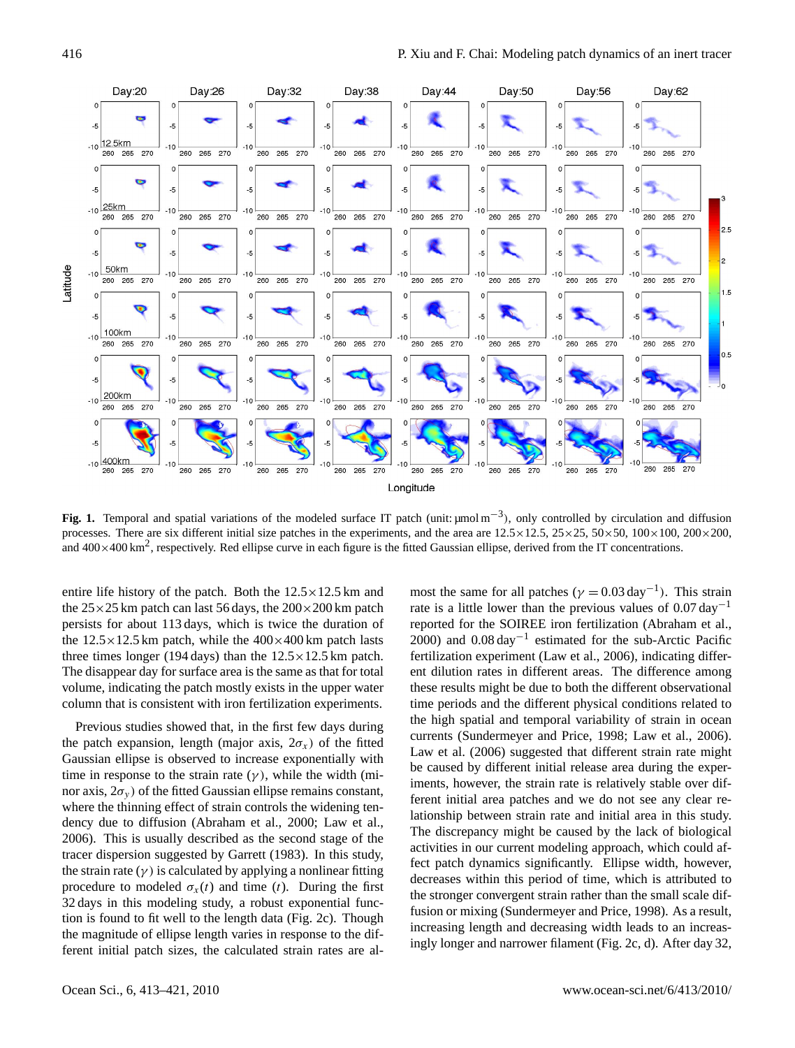**Fig. 1.** Temporal and spatial variations of the modeled surface IT patch (unit: $\mu$mol m$^{-3}$), only controlled by circulation and diffusion processes. There are six different initial size patches in the experiments, and the area are 12.5×12.5, 25×25, 50×50, 100×100, 200×200, and 400×400 km$^2$, respectively. Red ellipse curve in each figure is the fitted Gaussian ellipse, derived from the IT concentrations.

entire life history of the patch. Both the 12.5×12.5 km and the 25×25 km patch can last 56 days, the 200×200 km patch persists for about 113 days, which is twice the duration of the 12.5×12.5 km patch, while the 400×400 km patch lasts three times longer (194 days) than the 12.5×12.5 km patch. The disappear day for surface area is the same as that for total volume, indicating the patch mostly exists in the upper water column that is consistent with iron fertilization experiments.

Previous studies showed that, in the first few days during the patch expansion, length (major axis, $2\sigma_x$) of the fitted Gaussian ellipse is observed to increase exponentially with time in response to the strain rate ($\gamma$), while the width (minor axis, $2\sigma_y$) of the fitted Gaussian ellipse remains constant, where the thinning effect of strain controls the widening tendency due to diffusion (Abraham et al., 2000; Law et al., 2006). This is usually described as the second stage of the tracer dispersion suggested by Garrett (1983). In this study, the strain rate ($\gamma$) is calculated by applying a nonlinear fitting procedure to modeled $\sigma_x(t)$ and time ($t$). During the first 32 days in this modeling study, a robust exponential function is found to fit well to the length data (Fig. 2c). Though the magnitude of ellipse length varies in response to the different initial patch sizes, the calculated strain rates are almost the same for all patches ($\gamma = 0.03$ day$^{-1}$). This strain rate is a little lower than the previous values of 0.07 day$^{-1}$ reported for the SOIREE iron fertilization (Abraham et al., 2000) and 0.08 day$^{-1}$ estimated for the sub-Arctic Pacific fertilization experiment (Law et al., 2006), indicating different dilution rates in different areas. The difference among these results might be due to both the different observational time periods and the different physical conditions related to the high spatial and temporal variability of strain in ocean currents (Sundermeyer and Price, 1998; Law et al., 2006). Law et al. (2006) suggested that different strain rate might be caused by different initial release area during the experiments, however, the strain rate is relatively stable over different initial area patches and we do not see any clear relationship between strain rate and initial area in this study. The discrepancy might be caused by the lack of biological activities in our current modeling approach, which could affect patch dynamics significantly. Ellipse width, however, decreases within this period of time, which is attributed to the stronger convergent strain rather than the small scale diffusion or mixing (Sundermeyer and Price, 1998). As a result, increasing length and decreasing width leads to an increasingly longer and narrower filament (Fig. 2c, d). After day 32,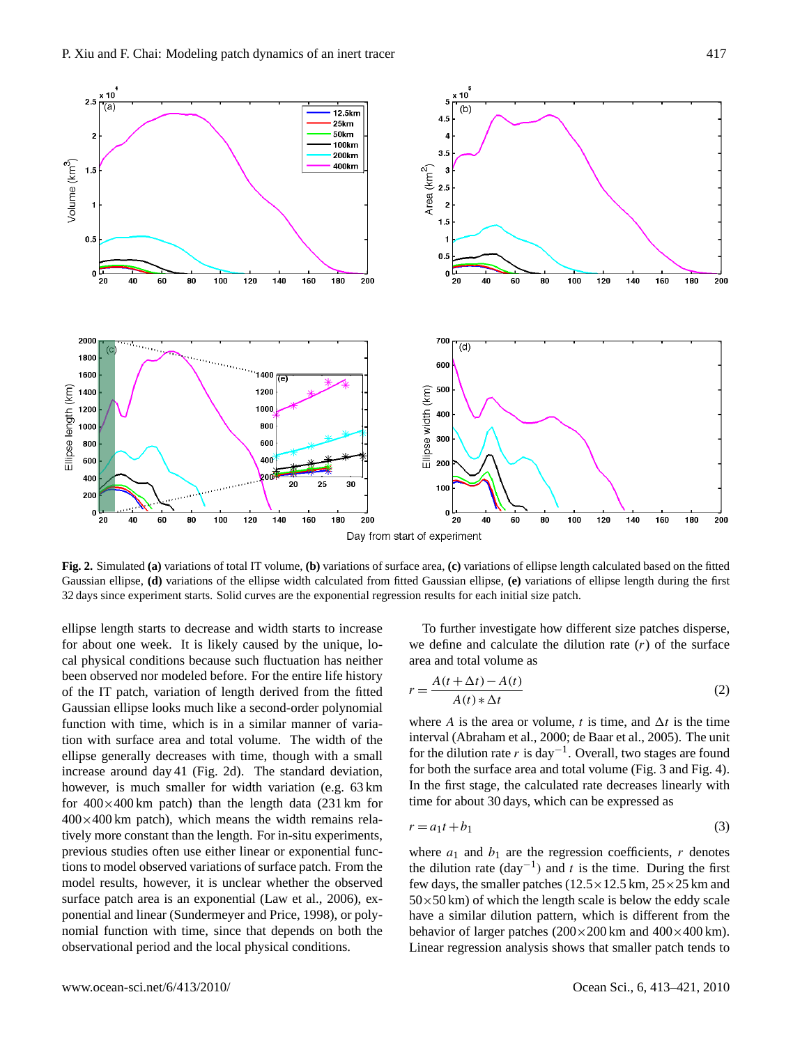**Fig. 2.** Simulated **(a)** variations of total IT volume, **(b)** variations of surface area, **(c)** variations of ellipse length calculated based on the fitted Gaussian ellipse, **(d)** variations of the ellipse width calculated from fitted Gaussian ellipse, **(e)** variations of ellipse length during the first 32 days since experiment starts. Solid curves are the exponential regression results for each initial size patch.

ellipse length starts to decrease and width starts to increase for about one week. It is likely caused by the unique, local physical conditions because such fluctuation has neither been observed nor modeled before. For the entire life history of the IT patch, variation of length derived from the fitted Gaussian ellipse looks much like a second-order polynomial function with time, which is in a similar manner of variation with surface area and total volume. The width of the ellipse generally decreases with time, though with a small increase around day 41 (Fig. 2d). The standard deviation, however, is much smaller for width variation (e.g. 63 km for 400×400 km patch) than the length data (231 km for 400×400 km patch), which means the width remains relatively more constant than the length. For in-situ experiments, previous studies often use either linear or exponential functions to model observed variations of surface patch. From the model results, however, it is unclear whether the observed surface patch area is an exponential (Law et al., 2006), exponential and linear (Sundermeyer and Price, 1998), or polynomial function with time, since that depends on both the observational period and the local physical conditions.

To further investigate how different size patches disperse, we define and calculate the dilution rate ($r$) of the surface area and total volume as

$$r = \frac{A(t+\Delta t) - A(t)}{A(t) * \Delta t} \tag{2}$$

where $A$ is the area or volume, $t$ is time, and $\Delta t$ is the time interval (Abraham et al., 2000; de Baar et al., 2005). The unit for the dilution rate $r$ is day$^{-1}$. Overall, two stages are found for both the surface area and total volume (Fig. 3 and Fig. 4). In the first stage, the calculated rate decreases linearly with time for about 30 days, which can be expressed as

$$r = a_1 t + b_1 \tag{3}$$

where $a_1$ and $b_1$ are the regression coefficients, $r$ denotes the dilution rate (day$^{-1}$) and $t$ is the time. During the first few days, the smaller patches (12.5×12.5 km, 25×25 km and 50×50 km) of which the length scale is below the eddy scale have a similar dilution pattern, which is different from the behavior of larger patches (200×200 km and 400×400 km). Linear regression analysis shows that smaller patch tends to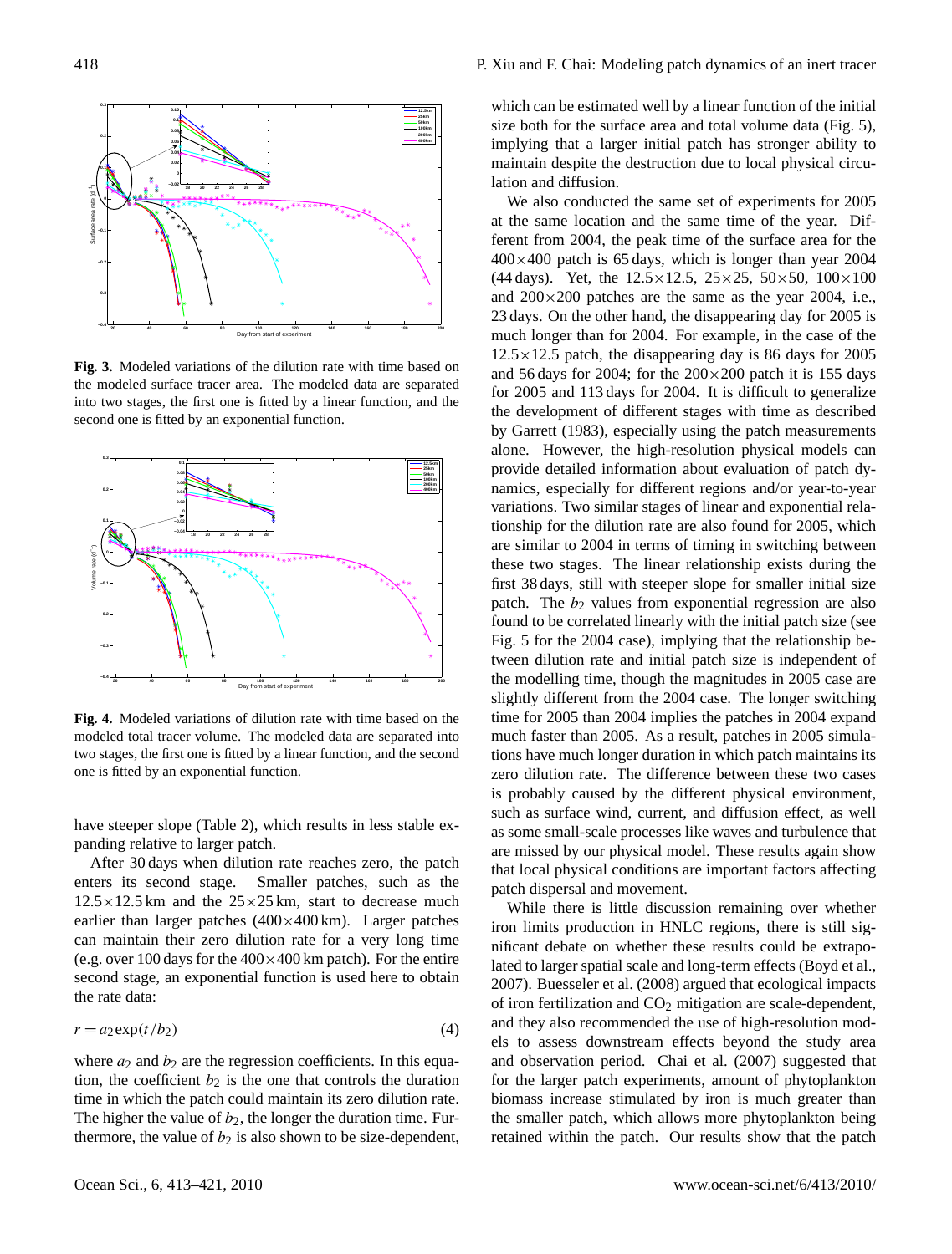**Fig. 3.** Modeled variations of the dilution rate with time based on the modeled surface tracer area. The modeled data are separated into two stages, the first one is fitted by a linear function, and the second one is fitted by an exponential function.

**Fig. 4.** Modeled variations of dilution rate with time based on the modeled total tracer volume. The modeled data are separated into two stages, the first one is fitted by a linear function, and the second one is fitted by an exponential function.

have steeper slope (Table 2), which results in less stable expanding relative to larger patch.

After 30 days when dilution rate reaches zero, the patch enters its second stage. Smaller patches, such as the 12.5×12.5 km and the 25×25 km, start to decrease much earlier than larger patches (400×400 km). Larger patches can maintain their zero dilution rate for a very long time (e.g. over 100 days for the 400×400 km patch). For the entire second stage, an exponential function is used here to obtain the rate data:

$$r = a_2 \exp(t/b_2) \quad (4)$$

where $a_2$ and $b_2$ are the regression coefficients. In this equation, the coefficient $b_2$ is the one that controls the duration time in which the patch could maintain its zero dilution rate. The higher the value of $b_2$, the longer the duration time. Furthermore, the value of $b_2$ is also shown to be size-dependent, which can be estimated well by a linear function of the initial size both for the surface area and total volume data (Fig. 5), implying that a larger initial patch has stronger ability to maintain despite the destruction due to local physical circulation and diffusion.

We also conducted the same set of experiments for 2005 at the same location and the same time of the year. Different from 2004, the peak time of the surface area for the 400×400 patch is 65 days, which is longer than year 2004 (44 days). Yet, the 12.5×12.5, 25×25, 50×50, 100×100 and 200×200 patches are the same as the year 2004, i.e., 23 days. On the other hand, the disappearing day for 2005 is much longer than for 2004. For example, in the case of the 12.5×12.5 patch, the disappearing day is 86 days for 2005 and 56 days for 2004; for the 200×200 patch it is 155 days for 2005 and 113 days for 2004. It is difficult to generalize the development of different stages with time as described by Garrett (1983), especially using the patch measurements alone. However, the high-resolution physical models can provide detailed information about evaluation of patch dynamics, especially for different regions and/or year-to-year variations. Two similar stages of linear and exponential relationship for the dilution rate are also found for 2005, which are similar to 2004 in terms of timing in switching between these two stages. The linear relationship exists during the first 38 days, still with steeper slope for smaller initial size patch. The $b_2$ values from exponential regression are also found to be correlated linearly with the initial patch size (see Fig. 5 for the 2004 case), implying that the relationship between dilution rate and initial patch size is independent of the modelling time, though the magnitudes in 2005 case are slightly different from the 2004 case. The longer switching time for 2005 than 2004 implies the patches in 2004 expand much faster than 2005. As a result, patches in 2005 simulations have much longer duration in which patch maintains its zero dilution rate. The difference between these two cases is probably caused by the different physical environment, such as surface wind, current, and diffusion effect, as well as some small-scale processes like waves and turbulence that are missed by our physical model. These results again show that local physical conditions are important factors affecting patch dispersal and movement.

While there is little discussion remaining over whether iron limits production in HNLC regions, there is still significant debate on whether these results could be extrapolated to larger spatial scale and long-term effects (Boyd et al., 2007). Buesseler et al. (2008) argued that ecological impacts of iron fertilization and $CO_2$ mitigation are scale-dependent, and they also recommended the use of high-resolution models to assess downstream effects beyond the study area and observation period. Chai et al. (2007) suggested that for the larger patch experiments, amount of phytoplankton biomass increase stimulated by iron is much greater than the smaller patch, which allows more phytoplankton being retained within the patch. Our results show that the patch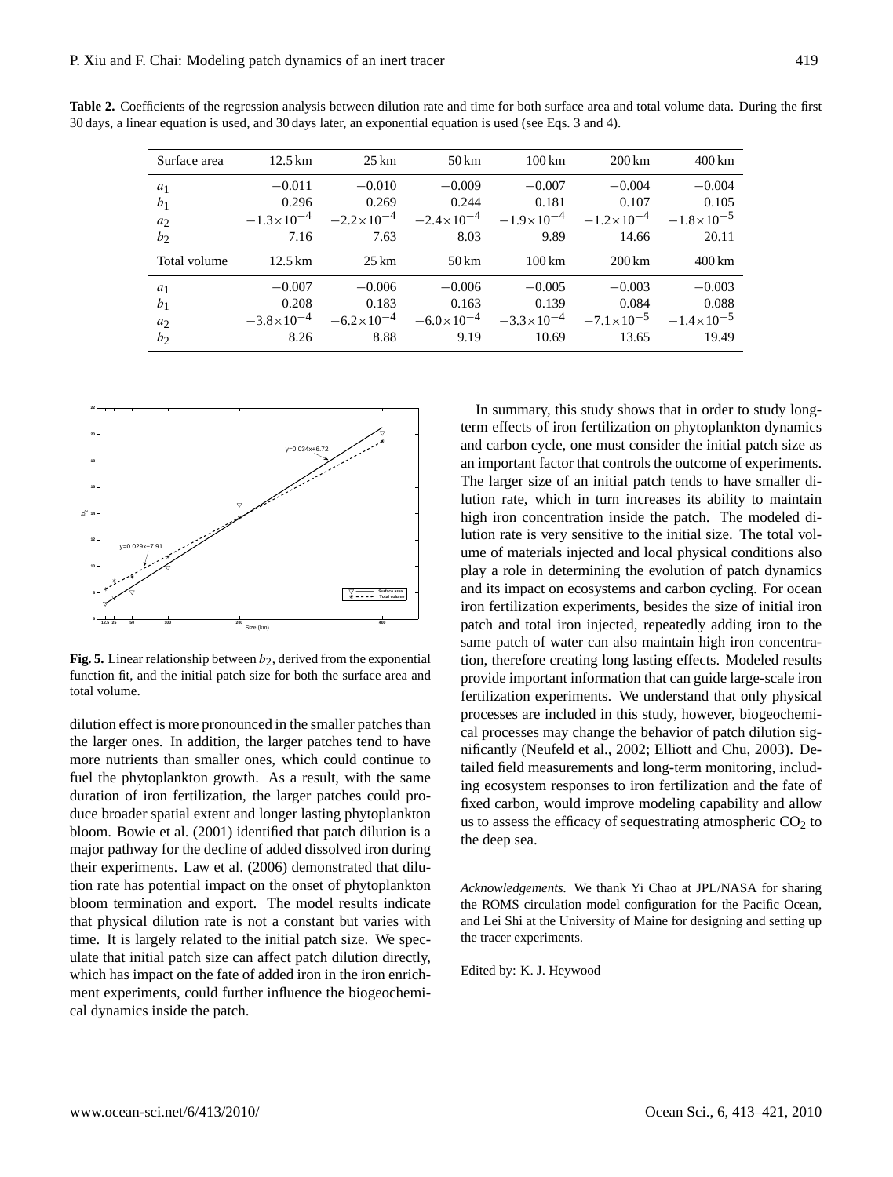**Table 2.** Coefficients of the regression analysis between dilution rate and time for both surface area and total volume data. During the first 30 days, a linear equation is used, and 30 days later, an exponential equation is used (see Eqs. 3 and 4).

| Surface area | 12.5 km | 25 km | 50 km | 100 km | 200 km | 400 km |
|---|---|---|---|---|---|---|
| $a_1$ | $-0.011$ | $-0.010$ | $-0.009$ | $-0.007$ | $-0.004$ | $-0.004$ |
| $b_1$ | 0.296 | 0.269 | 0.244 | 0.181 | 0.107 | 0.105 |
| $a_2$ | $-1.3\times10^{-4}$ | $-2.2\times10^{-4}$ | $-2.4\times10^{-4}$ | $-1.9\times10^{-4}$ | $-1.2\times10^{-4}$ | $-1.8\times10^{-5}$ |
| $b_2$ | 7.16 | 7.63 | 8.03 | 9.89 | 14.66 | 20.11 |
| **Total volume** | **12.5 km** | **25 km** | **50 km** | **100 km** | **200 km** | **400 km** |
| $a_1$ | $-0.007$ | $-0.006$ | $-0.006$ | $-0.005$ | $-0.003$ | $-0.003$ |
| $b_1$ | 0.208 | 0.183 | 0.163 | 0.139 | 0.084 | 0.088 |
| $a_2$ | $-3.8\times10^{-4}$ | $-6.2\times10^{-4}$ | $-6.0\times10^{-4}$ | $-3.3\times10^{-4}$ | $-7.1\times10^{-5}$ | $-1.4\times10^{-5}$ |
| $b_2$ | 8.26 | 8.88 | 9.19 | 10.69 | 13.65 | 19.49 |

**Fig. 5.** Linear relationship between $b_2$, derived from the exponential function fit, and the initial patch size for both the surface area and total volume.

dilution effect is more pronounced in the smaller patches than the larger ones. In addition, the larger patches tend to have more nutrients than smaller ones, which could continue to fuel the phytoplankton growth. As a result, with the same duration of iron fertilization, the larger patches could produce broader spatial extent and longer lasting phytoplankton bloom. Bowie et al. (2001) identified that patch dilution is a major pathway for the decline of added dissolved iron during their experiments. Law et al. (2006) demonstrated that dilution rate has potential impact on the onset of phytoplankton bloom termination and export. The model results indicate that physical dilution rate is not a constant but varies with time. It is largely related to the initial patch size. We speculate that initial patch size can affect patch dilution directly, which has impact on the fate of added iron in the iron enrichment experiments, could further influence the biogeochemical dynamics inside the patch.

In summary, this study shows that in order to study long-term effects of iron fertilization on phytoplankton dynamics and carbon cycle, one must consider the initial patch size as an important factor that controls the outcome of experiments. The larger size of an initial patch tends to have smaller dilution rate, which in turn increases its ability to maintain high iron concentration inside the patch. The modeled dilution rate is very sensitive to the initial size. The total volume of materials injected and local physical conditions also play a role in determining the evolution of patch dynamics and its impact on ecosystems and carbon cycling. For ocean iron fertilization experiments, besides the size of initial iron patch and total iron injected, repeatedly adding iron to the same patch of water can also maintain high iron concentration, therefore creating long lasting effects. Modeled results provide important information that can guide large-scale iron fertilization experiments. We understand that only physical processes are included in this study, however, biogeochemical processes may change the behavior of patch dilution significantly (Neufeld et al., 2002; Elliott and Chu, 2003). Detailed field measurements and long-term monitoring, including ecosystem responses to iron fertilization and the fate of fixed carbon, would improve modeling capability and allow us to assess the efficacy of sequestrating atmospheric $CO_2$ to the deep sea.

*Acknowledgements.* We thank Yi Chao at JPL/NASA for sharing the ROMS circulation model configuration for the Pacific Ocean, and Lei Shi at the University of Maine for designing and setting up the tracer experiments.

Edited by: K. J. Heywood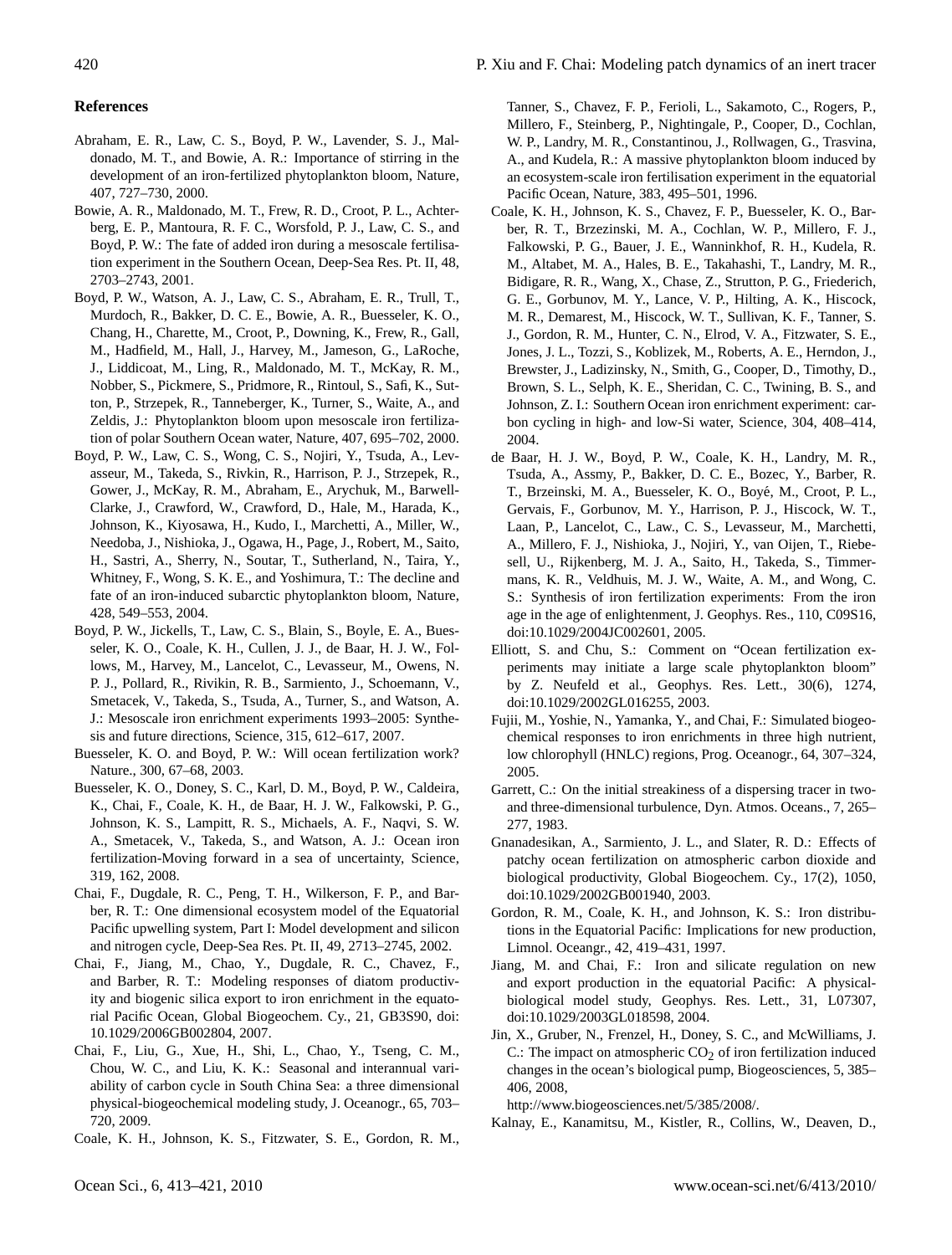## References

Abraham, E. R., Law, C. S., Boyd, P. W., Lavender, S. J., Maldonado, M. T., and Bowie, A. R.: Importance of stirring in the development of an iron-fertilized phytoplankton bloom, Nature, 407, 727–730, 2000.

Bowie, A. R., Maldonado, M. T., Frew, R. D., Croot, P. L., Achterberg, E. P., Mantoura, R. F. C., Worsfold, P. J., Law, C. S., and Boyd, P. W.: The fate of added iron during a mesoscale fertilisation experiment in the Southern Ocean, Deep-Sea Res. Pt. II, 48, 2703–2743, 2001.

Boyd, P. W., Watson, A. J., Law, C. S., Abraham, E. R., Trull, T., Murdoch, R., Bakker, D. C. E., Bowie, A. R., Buesseler, K. O., Chang, H., Charette, M., Croot, P., Downing, K., Frew, R., Gall, M., Hadfield, M., Hall, J., Harvey, M., Jameson, G., LaRoche, J., Liddicoat, M., Ling, R., Maldonado, M. T., McKay, R. M., Nobber, S., Pickmere, S., Pridmore, R., Rintoul, S., Safi, K., Sutton, P., Strzepek, R., Tanneberger, K., Turner, S., Waite, A., and Zeldis, J.: Phytoplankton bloom upon mesoscale iron fertilization of polar Southern Ocean water, Nature, 407, 695–702, 2000.

Boyd, P. W., Law, C. S., Wong, C. S., Nojiri, Y., Tsuda, A., Levasseur, M., Takeda, S., Rivkin, R., Harrison, P. J., Strzepek, R., Gower, J., McKay, R. M., Abraham, E., Arychuk, M., Barwell-Clarke, J., Crawford, W., Crawford, D., Hale, M., Harada, K., Johnson, K., Kiyosawa, H., Kudo, I., Marchetti, A., Miller, W., Needoba, J., Nishioka, J., Ogawa, H., Page, J., Robert, M., Saito, H., Sastri, A., Sherry, N., Soutar, T., Sutherland, N., Taira, Y., Whitney, F., Wong, S. K. E., and Yoshimura, T.: The decline and fate of an iron-induced subarctic phytoplankton bloom, Nature, 428, 549–553, 2004.

Boyd, P. W., Jickells, T., Law, C. S., Blain, S., Boyle, E. A., Buesseler, K. O., Coale, K. H., Cullen, J. J., de Baar, H. J. W., Follows, M., Harvey, M., Lancelot, C., Levasseur, M., Owens, N. P. J., Pollard, R., Rivikin, R. B., Sarmiento, J., Schoemann, V., Smetacek, V., Takeda, S., Tsuda, A., Turner, S., and Watson, A. J.: Mesoscale iron enrichment experiments 1993–2005: Synthesis and future directions, Science, 315, 612–617, 2007.

Buesseler, K. O. and Boyd, P. W.: Will ocean fertilization work? Nature., 300, 67–68, 2003.

Buesseler, K. O., Doney, S. C., Karl, D. M., Boyd, P. W., Caldeira, K., Chai, F., Coale, K. H., de Baar, H. J. W., Falkowski, P. G., Johnson, K. S., Lampitt, R. S., Michaels, A. F., Naqvi, S. W. A., Smetacek, V., Takeda, S., and Watson, A. J.: Ocean iron fertilization-Moving forward in a sea of uncertainty, Science, 319, 162, 2008.

Chai, F., Dugdale, R. C., Peng, T. H., Wilkerson, F. P., and Barber, R. T.: One dimensional ecosystem model of the Equatorial Pacific upwelling system, Part I: Model development and silicon and nitrogen cycle, Deep-Sea Res. Pt. II, 49, 2713–2745, 2002.

Chai, F., Jiang, M., Chao, Y., Dugdale, R. C., Chavez, F., and Barber, R. T.: Modeling responses of diatom productivity and biogenic silica export to iron enrichment in the equatorial Pacific Ocean, Global Biogeochem. Cy., 21, GB3S90, doi: 10.1029/2006GB002804, 2007.

Chai, F., Liu, G., Xue, H., Shi, L., Chao, Y., Tseng, C. M., Chou, W. C., and Liu, K. K.: Seasonal and interannual variability of carbon cycle in South China Sea: a three dimensional physical-biogeochemical modeling study, J. Oceanogr., 65, 703–720, 2009.

Coale, K. H., Johnson, K. S., Fitzwater, S. E., Gordon, R. M., Tanner, S., Chavez, F. P., Ferioli, L., Sakamoto, C., Rogers, P., Millero, F., Steinberg, P., Nightingale, P., Cooper, D., Cochlan, W. P., Landry, M. R., Constantinou, J., Rollwagen, G., Trasvina, A., and Kudela, R.: A massive phytoplankton bloom induced by an ecosystem-scale iron fertilisation experiment in the equatorial Pacific Ocean, Nature, 383, 495–501, 1996.

Coale, K. H., Johnson, K. S., Chavez, F. P., Buesseler, K. O., Barber, R. T., Brzezinski, M. A., Cochlan, W. P., Millero, F. J., Falkowski, P. G., Bauer, J. E., Wanninkhof, R. H., Kudela, R. M., Altabet, M. A., Hales, B. E., Takahashi, T., Landry, M. R., Bidigare, R. R., Wang, X., Chase, Z., Strutton, P. G., Friederich, G. E., Gorbunov, M. Y., Lance, V. P., Hilting, A. K., Hiscock, M. R., Demarest, M., Hiscock, W. T., Sullivan, K. F., Tanner, S. J., Gordon, R. M., Hunter, C. N., Elrod, V. A., Fitzwater, S. E., Jones, J. L., Tozzi, S., Koblizek, M., Roberts, A. E., Herndon, J., Brewster, J., Ladizinsky, N., Smith, G., Cooper, D., Timothy, D., Brown, S. L., Selph, K. E., Sheridan, C. C., Twining, B. S., and Johnson, Z. I.: Southern Ocean iron enrichment experiment: carbon cycling in high- and low-Si water, Science, 304, 408–414, 2004.

de Baar, H. J. W., Boyd, P. W., Coale, K. H., Landry, M. R., Tsuda, A., Assmy, P., Bakker, D. C. E., Bozec, Y., Barber, R. T., Brzeinski, M. A., Buesseler, K. O., Boyé, M., Croot, P. L., Gervais, F., Gorbunov, M. Y., Harrison, P. J., Hiscock, W. T., Laan, P., Lancelot, C., Law., C. S., Levasseur, M., Marchetti, A., Millero, F. J., Nishioka, J., Nojiri, Y., van Oijen, T., Riebesell, U., Rijkenberg, M. J. A., Saito, H., Takeda, S., Timmermans, K. R., Veldhuis, M. J. W., Waite, A. M., and Wong, C. S.: Synthesis of iron fertilization experiments: From the iron age in the age of enlightenment, J. Geophys. Res., 110, C09S16, doi:10.1029/2004JC002601, 2005.

Elliott, S. and Chu, S.: Comment on "Ocean fertilization experiments may initiate a large scale phytoplankton bloom" by Z. Neufeld et al., Geophys. Res. Lett., 30(6), 1274, doi:10.1029/2002GL016255, 2003.

Fujii, M., Yoshie, N., Yamanka, Y., and Chai, F.: Simulated biogeochemical responses to iron enrichments in three high nutrient, low chlorophyll (HNLC) regions, Prog. Oceanogr., 64, 307–324, 2005.

Garrett, C.: On the initial streakiness of a dispersing tracer in two- and three-dimensional turbulence, Dyn. Atmos. Oceans., 7, 265–277, 1983.

Gnanadesikan, A., Sarmiento, J. L., and Slater, R. D.: Effects of patchy ocean fertilization on atmospheric carbon dioxide and biological productivity, Global Biogeochem. Cy., 17(2), 1050, doi:10.1029/2002GB001940, 2003.

Gordon, R. M., Coale, K. H., and Johnson, K. S.: Iron distributions in the Equatorial Pacific: Implications for new production, Limnol. Oceangr., 42, 419–431, 1997.

Jiang, M. and Chai, F.: Iron and silicate regulation on new and export production in the equatorial Pacific: A physical-biological model study, Geophys. Res. Lett., 31, L07307, doi:10.1029/2003GL018598, 2004.

Jin, X., Gruber, N., Frenzel, H., Doney, S. C., and McWilliams, J. C.: The impact on atmospheric $CO_2$ of iron fertilization induced changes in the ocean's biological pump, Biogeosciences, 5, 385–406, 2008, http://www.biogeosciences.net/5/385/2008/.

Kalnay, E., Kanamitsu, M., Kistler, R., Collins, W., Deaven, D.,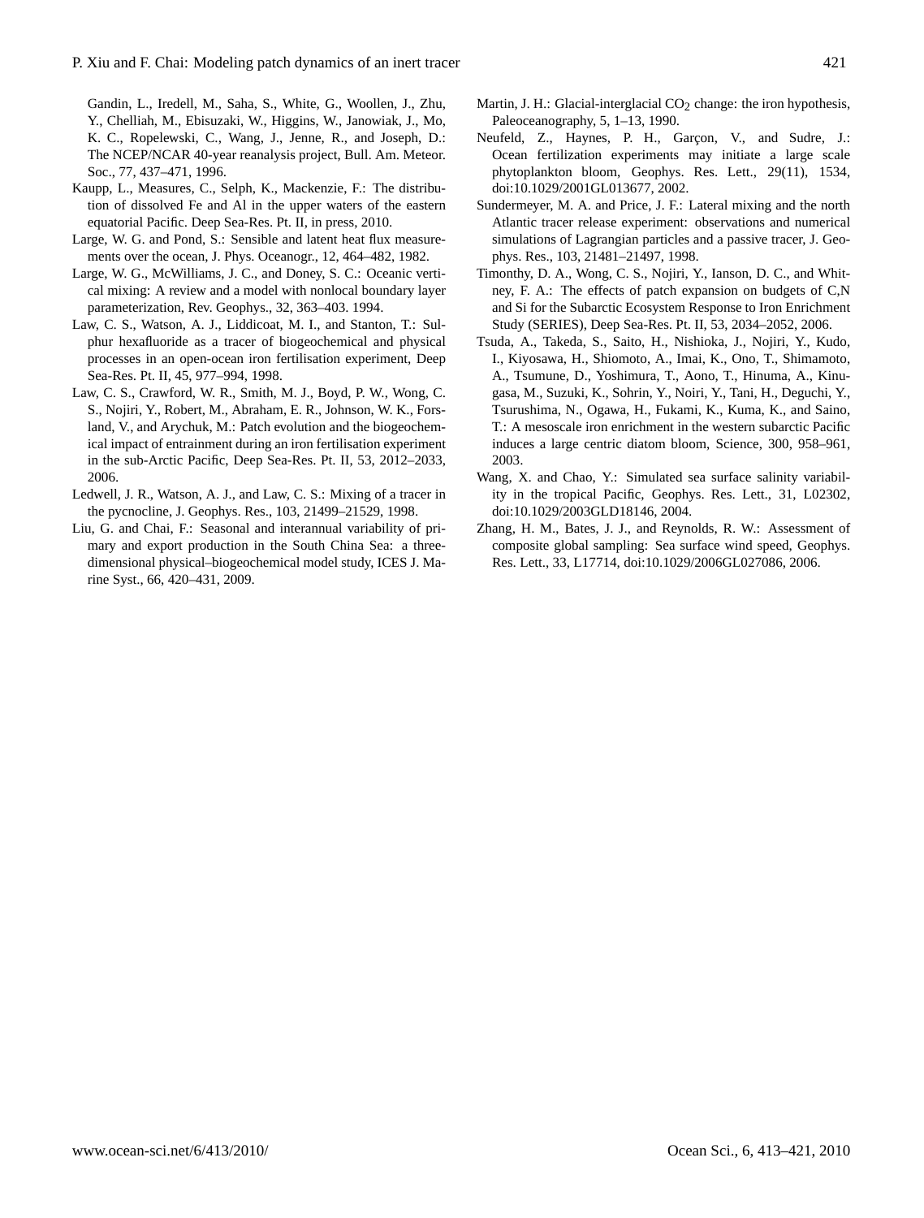Gandin, L., Iredell, M., Saha, S., White, G., Woollen, J., Zhu, Y., Chelliah, M., Ebisuzaki, W., Higgins, W., Janowiak, J., Mo, K. C., Ropelewski, C., Wang, J., Jenne, R., and Joseph, D.: The NCEP/NCAR 40-year reanalysis project, Bull. Am. Meteor. Soc., 77, 437–471, 1996.

Kaupp, L., Measures, C., Selph, K., Mackenzie, F.: The distribution of dissolved Fe and Al in the upper waters of the eastern equatorial Pacific. Deep Sea-Res. Pt. II, in press, 2010.

Large, W. G. and Pond, S.: Sensible and latent heat flux measurements over the ocean, J. Phys. Oceanogr., 12, 464–482, 1982.

Large, W. G., McWilliams, J. C., and Doney, S. C.: Oceanic vertical mixing: A review and a model with nonlocal boundary layer parameterization, Rev. Geophys., 32, 363–403. 1994.

Law, C. S., Watson, A. J., Liddicoat, M. I., and Stanton, T.: Sulphur hexafluoride as a tracer of biogeochemical and physical processes in an open-ocean iron fertilisation experiment, Deep Sea-Res. Pt. II, 45, 977–994, 1998.

Law, C. S., Crawford, W. R., Smith, M. J., Boyd, P. W., Wong, C. S., Nojiri, Y., Robert, M., Abraham, E. R., Johnson, W. K., Forsland, V., and Arychuk, M.: Patch evolution and the biogeochemical impact of entrainment during an iron fertilisation experiment in the sub-Arctic Pacific, Deep Sea-Res. Pt. II, 53, 2012–2033, 2006.

Ledwell, J. R., Watson, A. J., and Law, C. S.: Mixing of a tracer in the pycnocline, J. Geophys. Res., 103, 21499–21529, 1998.

Liu, G. and Chai, F.: Seasonal and interannual variability of primary and export production in the South China Sea: a three-dimensional physical–biogeochemical model study, ICES J. Marine Syst., 66, 420–431, 2009.

Martin, J. H.: Glacial-interglacial $CO_2$ change: the iron hypothesis, Paleoceanography, 5, 1–13, 1990.

Neufeld, Z., Haynes, P. H., Garçon, V., and Sudre, J.: Ocean fertilization experiments may initiate a large scale phytoplankton bloom, Geophys. Res. Lett., 29(11), 1534, doi:10.1029/2001GL013677, 2002.

Sundermeyer, M. A. and Price, J. F.: Lateral mixing and the north Atlantic tracer release experiment: observations and numerical simulations of Lagrangian particles and a passive tracer, J. Geophys. Res., 103, 21481–21497, 1998.

Timonthy, D. A., Wong, C. S., Nojiri, Y., Ianson, D. C., and Whitney, F. A.: The effects of patch expansion on budgets of C,N and Si for the Subarctic Ecosystem Response to Iron Enrichment Study (SERIES), Deep Sea-Res. Pt. II, 53, 2034–2052, 2006.

Tsuda, A., Takeda, S., Saito, H., Nishioka, J., Nojiri, Y., Kudo, I., Kiyosawa, H., Shiomoto, A., Imai, K., Ono, T., Shimamoto, A., Tsumune, D., Yoshimura, T., Aono, T., Hinuma, A., Kinugasa, M., Suzuki, K., Sohrin, Y., Noiri, Y., Tani, H., Deguchi, Y., Tsurushima, N., Ogawa, H., Fukami, K., Kuma, K., and Saino, T.: A mesoscale iron enrichment in the western subarctic Pacific induces a large centric diatom bloom, Science, 300, 958–961, 2003.

Wang, X. and Chao, Y.: Simulated sea surface salinity variability in the tropical Pacific, Geophys. Res. Lett., 31, L02302, doi:10.1029/2003GLD18146, 2004.

Zhang, H. M., Bates, J. J., and Reynolds, R. W.: Assessment of composite global sampling: Sea surface wind speed, Geophys. Res. Lett., 33, L17714, doi:10.1029/2006GL027086, 2006.